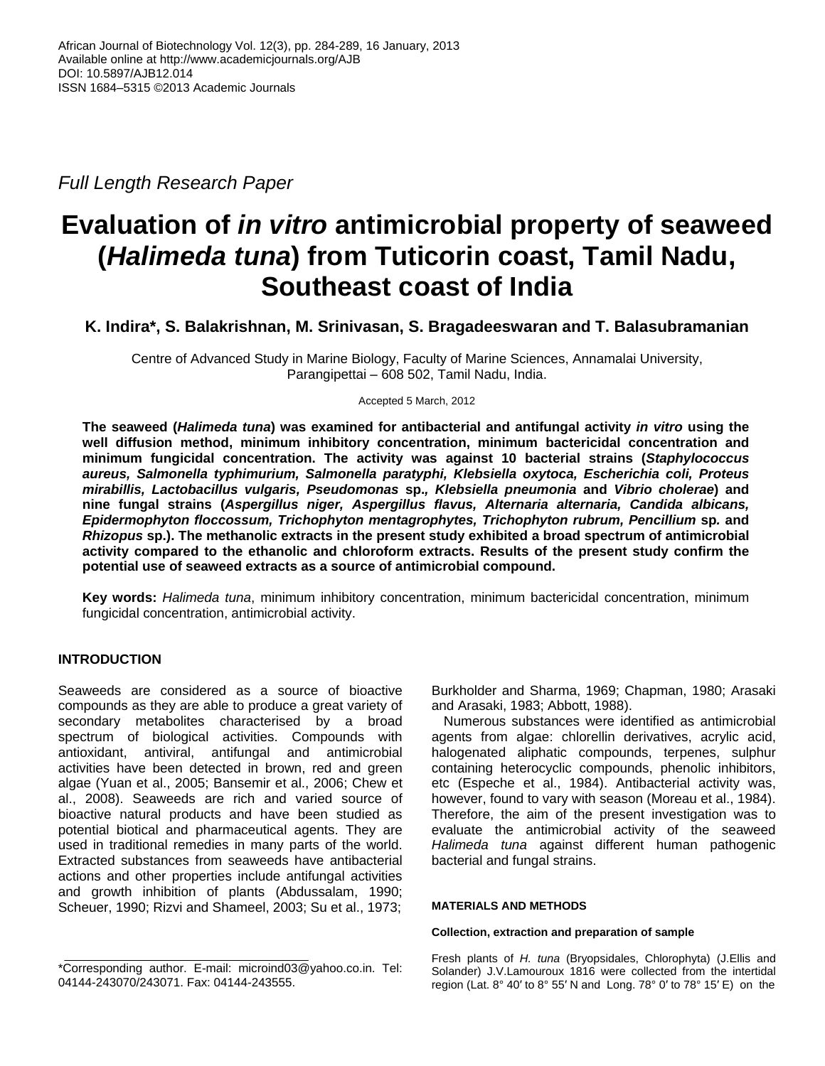Full Length Research Paper

# Evaluation of *in vitro* antimicrobial property of seaweed (*Halimeda tuna*) from Tuticorin coast, Tamil Nadu, Southeast coast of India

**K. Indira*, S. Balakrishnan, M. Srinivasan, S. Bragadeeswaran and T. Balasubramanian**

Centre of Advanced Study in Marine Biology, Faculty of Marine Sciences, Annamalai University, Parangipettai – 608 502, Tamil Nadu, India.

Accepted 5 March, 2012

**The seaweed (*Halimeda tuna*) was examined for antibacterial and antifungal activity *in vitro* using the well diffusion method, minimum inhibitory concentration, minimum bactericidal concentration and minimum fungicidal concentration. The activity was against 10 bacterial strains (*Staphylococcus aureus, Salmonella typhimurium, Salmonella paratyphi, Klebsiella oxytoca, Escherichia coli, Proteus mirabillis, Lactobacillus vulgaris, Pseudomonas* sp*., Klebsiella pneumonia* and *Vibrio cholerae*) and nine fungal strains (*Aspergillus niger, Aspergillus flavus, Alternaria alternaria, Candida albicans, Epidermophyton floccossum, Trichophyton mentagrophytes, Trichophyton rubrum, Pencillium* sp*.* and *Rhizopus* sp.). The methanolic extracts in the present study exhibited a broad spectrum of antimicrobial activity compared to the ethanolic and chloroform extracts. Results of the present study confirm the potential use of seaweed extracts as a source of antimicrobial compound.**

**Key words:** *Halimeda tuna*, minimum inhibitory concentration, minimum bactericidal concentration, minimum fungicidal concentration, antimicrobial activity.

## INTRODUCTION

Seaweeds are considered as a source of bioactive compounds as they are able to produce a great variety of secondary metabolites characterised by a broad spectrum of biological activities. Compounds with antioxidant, antiviral, antifungal and antimicrobial activities have been detected in brown, red and green algae (Yuan et al., 2005; Bansemir et al., 2006; Chew et al., 2008). Seaweeds are rich and varied source of bioactive natural products and have been studied as potential biotical and pharmaceutical agents. They are used in traditional remedies in many parts of the world. Extracted substances from seaweeds have antibacterial actions and other properties include antifungal activities and growth inhibition of plants (Abdussalam, 1990; Scheuer, 1990; Rizvi and Shameel, 2003; Su et al., 1973; Burkholder and Sharma, 1969; Chapman, 1980; Arasaki and Arasaki, 1983; Abbott, 1988).

Numerous substances were identified as antimicrobial agents from algae: chlorellin derivatives, acrylic acid, halogenated aliphatic compounds, terpenes, sulphur containing heterocyclic compounds, phenolic inhibitors, etc (Espeche et al., 1984). Antibacterial activity was, however, found to vary with season (Moreau et al., 1984). Therefore, the aim of the present investigation was to evaluate the antimicrobial activity of the seaweed *Halimeda tuna* against different human pathogenic bacterial and fungal strains.

## MATERIALS AND METHODS

### Collection, extraction and preparation of sample

Fresh plants of *H. tuna* (Bryopsidales, Chlorophyta) (J.Ellis and Solander) J.V.Lamouroux 1816 were collected from the intertidal region (Lat. 8° 40′ to 8° 55′ N and Long. 78° 0′ to 78° 15′ E) on the

*Corresponding author. E-mail: microind03@yahoo.co.in. Tel: 04144-243070/243071. Fax: 04144-243555.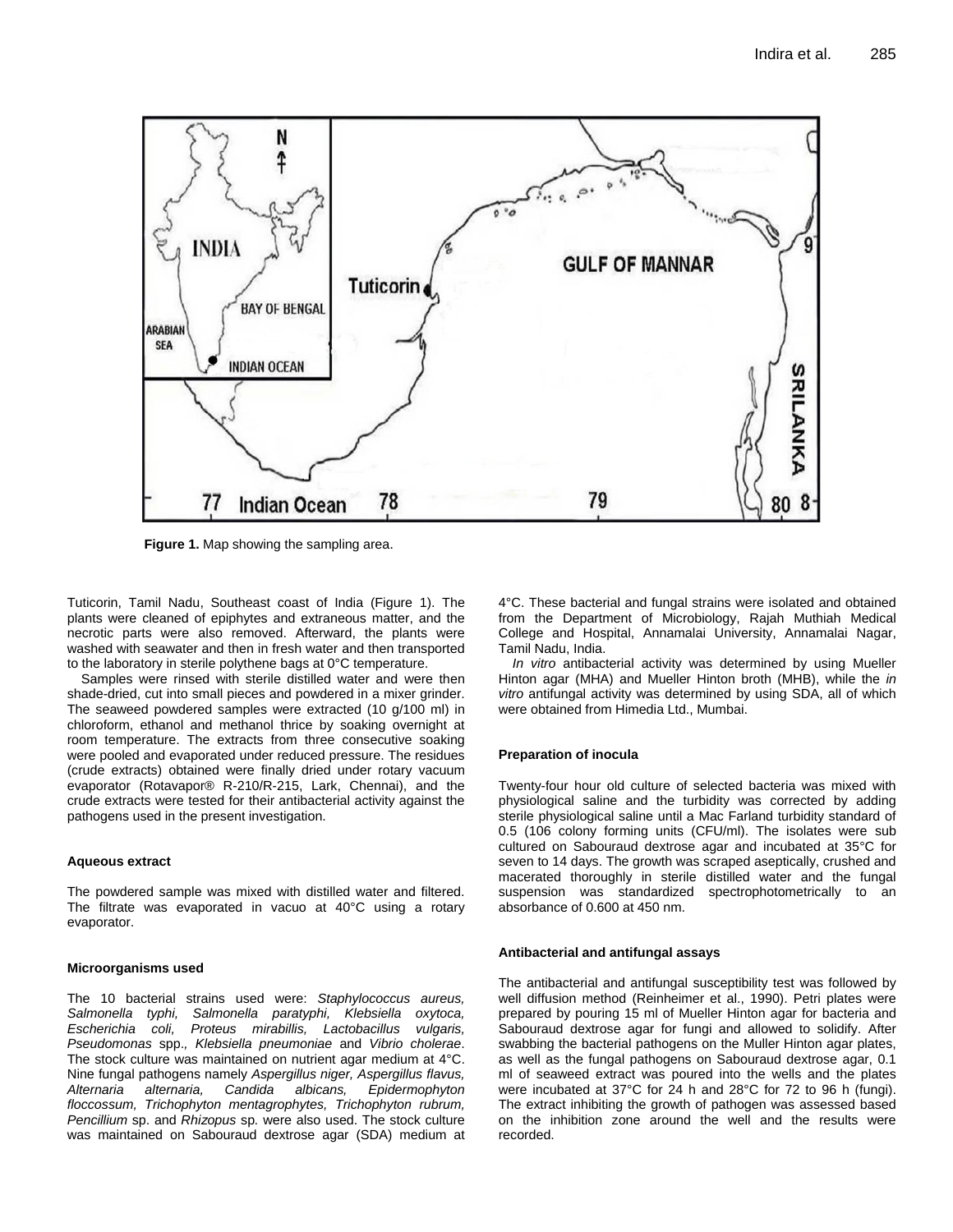Figure 1. Map showing the sampling area.

Tuticorin, Tamil Nadu, Southeast coast of India (Figure 1). The plants were cleaned of epiphytes and extraneous matter, and the necrotic parts were also removed. Afterward, the plants were washed with seawater and then in fresh water and then transported to the laboratory in sterile polythene bags at 0°C temperature.

Samples were rinsed with sterile distilled water and were then shade-dried, cut into small pieces and powdered in a mixer grinder. The seaweed powdered samples were extracted (10 g/100 ml) in chloroform, ethanol and methanol thrice by soaking overnight at room temperature. The extracts from three consecutive soaking were pooled and evaporated under reduced pressure. The residues (crude extracts) obtained were finally dried under rotary vacuum evaporator (Rotavapor® R-210/R-215, Lark, Chennai), and the crude extracts were tested for their antibacterial activity against the pathogens used in the present investigation.

#### Aqueous extract

The powdered sample was mixed with distilled water and filtered. The filtrate was evaporated in vacuo at 40°C using a rotary evaporator.

#### Microorganisms used

The 10 bacterial strains used were: *Staphylococcus aureus, Salmonella typhi, Salmonella paratyphi, Klebsiella oxytoca, Escherichia coli, Proteus mirabillis, Lactobacillus vulgaris, Pseudomonas* spp.*, Klebsiella pneumoniae* and *Vibrio cholerae*. The stock culture was maintained on nutrient agar medium at 4°C. Nine fungal pathogens namely *Aspergillus niger, Aspergillus flavus, Alternaria alternaria, Candida albicans, Epidermophyton floccossum, Trichophyton mentagrophytes, Trichophyton rubrum, Pencillium* sp. and *Rhizopus* sp. were also used. The stock culture was maintained on Sabouraud dextrose agar (SDA) medium at 4°C. These bacterial and fungal strains were isolated and obtained from the Department of Microbiology, Rajah Muthiah Medical College and Hospital, Annamalai University, Annamalai Nagar, Tamil Nadu, India.

*In vitro* antibacterial activity was determined by using Mueller Hinton agar (MHA) and Mueller Hinton broth (MHB), while the *in vitro* antifungal activity was determined by using SDA, all of which were obtained from Himedia Ltd., Mumbai.

#### Preparation of inocula

Twenty-four hour old culture of selected bacteria was mixed with physiological saline and the turbidity was corrected by adding sterile physiological saline until a Mac Farland turbidity standard of 0.5 ($10^6$ colony forming units (CFU/ml). The isolates were sub cultured on Sabouraud dextrose agar and incubated at 35°C for seven to 14 days. The growth was scraped aseptically, crushed and macerated thoroughly in sterile distilled water and the fungal suspension was standardized spectrophotometrically to an absorbance of 0.600 at 450 nm.

#### Antibacterial and antifungal assays

The antibacterial and antifungal susceptibility test was followed by well diffusion method (Reinheimer et al., 1990). Petri plates were prepared by pouring 15 ml of Mueller Hinton agar for bacteria and Sabouraud dextrose agar for fungi and allowed to solidify. After swabbing the bacterial pathogens on the Muller Hinton agar plates, as well as the fungal pathogens on Sabouraud dextrose agar, 0.1 ml of seaweed extract was poured into the wells and the plates were incubated at 37°C for 24 h and 28°C for 72 to 96 h (fungi). The extract inhibiting the growth of pathogen was assessed based on the inhibition zone around the well and the results were recorded.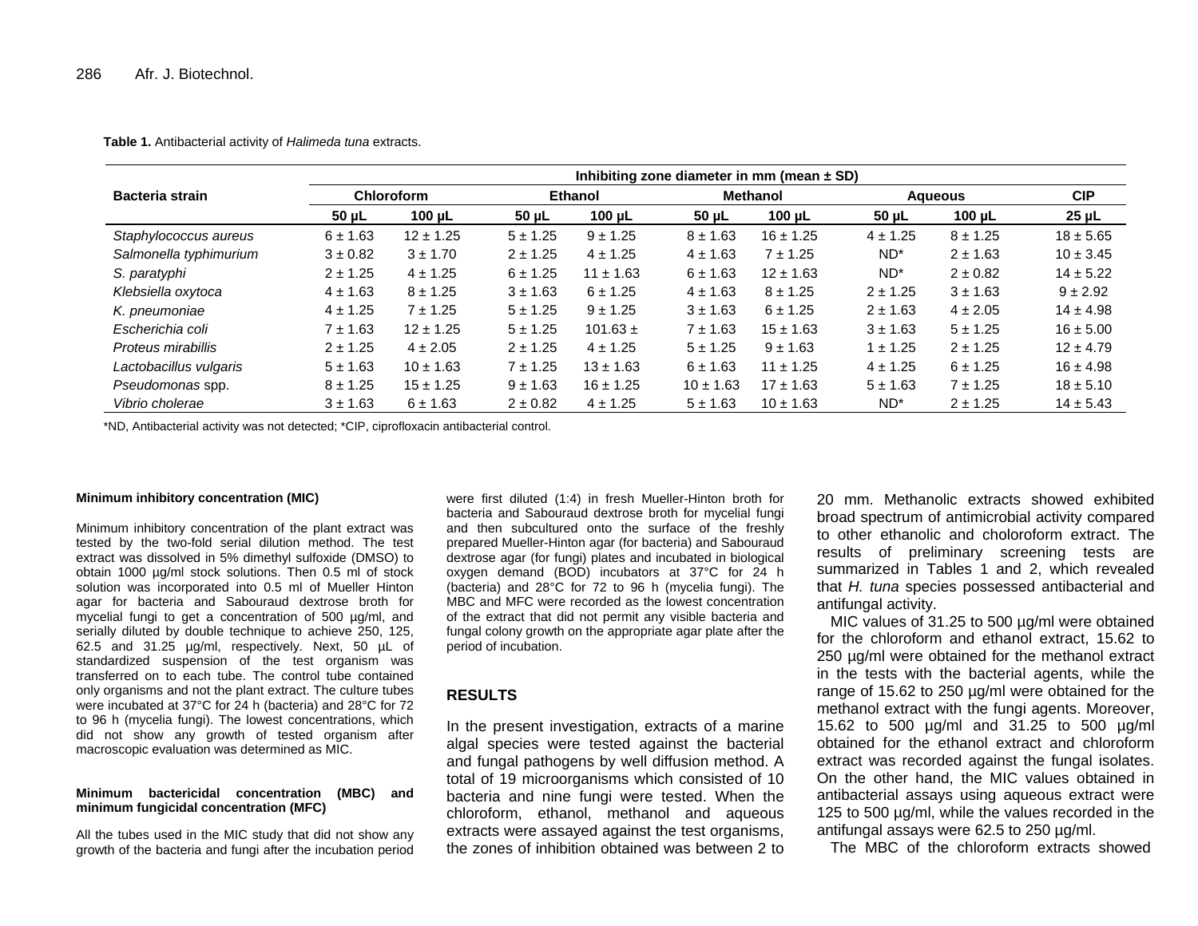**Table 1.** Antibacterial activity of *Halimeda tuna* extracts.

| Bacteria strain | Inhibiting zone diameter in mm (mean ± SD) | | | | | | | | |
|---|---|---|---|---|---|---|---|---|---|
| | Chloroform | | Ethanol | | Methanol | | Aqueous | | CIP |
| | 50 µL | 100 µL | 50 µL | 100 µL | 50 µL | 100 µL | 50 µL | 100 µL | 25 µL |
| *Staphylococcus aureus* | 6 ± 1.63 | 12 ± 1.25 | 5 ± 1.25 | 9 ± 1.25 | 8 ± 1.63 | 16 ± 1.25 | 4 ± 1.25 | 8 ± 1.25 | 18 ± 5.65 |
| *Salmonella typhimurium* | 3 ± 0.82 | 3 ± 1.70 | 2 ± 1.25 | 4 ± 1.25 | 4 ± 1.63 | 7 ± 1.25 | ND* | 2 ± 1.63 | 10 ± 3.45 |
| *S. paratyphi* | 2 ± 1.25 | 4 ± 1.25 | 6 ± 1.25 | 11 ± 1.63 | 6 ± 1.63 | 12 ± 1.63 | ND* | 2 ± 0.82 | 14 ± 5.22 |
| *Klebsiella oxytoca* | 4 ± 1.63 | 8 ± 1.25 | 3 ± 1.63 | 6 ± 1.25 | 4 ± 1.63 | 8 ± 1.25 | 2 ± 1.25 | 3 ± 1.63 | 9 ± 2.92 |
| *K. pneumoniae* | 4 ± 1.25 | 7 ± 1.25 | 5 ± 1.25 | 9 ± 1.25 | 3 ± 1.63 | 6 ± 1.25 | 2 ± 1.63 | 4 ± 2.05 | 14 ± 4.98 |
| *Escherichia coli* | 7 ± 1.63 | 12 ± 1.25 | 5 ± 1.25 | 101.63 ± | 7 ± 1.63 | 15 ± 1.63 | 3 ± 1.63 | 5 ± 1.25 | 16 ± 5.00 |
| *Proteus mirabillis* | 2 ± 1.25 | 4 ± 2.05 | 2 ± 1.25 | 4 ± 1.25 | 5 ± 1.25 | 9 ± 1.63 | 1 ± 1.25 | 2 ± 1.25 | 12 ± 4.79 |
| *Lactobacillus vulgaris* | 5 ± 1.63 | 10 ± 1.63 | 7 ± 1.25 | 13 ± 1.63 | 6 ± 1.63 | 11 ± 1.25 | 4 ± 1.25 | 6 ± 1.25 | 16 ± 4.98 |
| *Pseudomonas* spp. | 8 ± 1.25 | 15 ± 1.25 | 9 ± 1.63 | 16 ± 1.25 | 10 ± 1.63 | 17 ± 1.63 | 5 ± 1.63 | 7 ± 1.25 | 18 ± 5.10 |
| *Vibrio cholerae* | 3 ± 1.63 | 6 ± 1.63 | 2 ± 0.82 | 4 ± 1.25 | 5 ± 1.63 | 10 ± 1.63 | ND* | 2 ± 1.25 | 14 ± 5.43 |

*ND, Antibacterial activity was not detected; *CIP, ciprofloxacin antibacterial control.

#### Minimum inhibitory concentration (MIC)

Minimum inhibitory concentration of the plant extract was tested by the two-fold serial dilution method. The test extract was dissolved in 5% dimethyl sulfoxide (DMSO) to obtain 1000 µg/ml stock solutions. Then 0.5 ml of stock solution was incorporated into 0.5 ml of Mueller Hinton agar for bacteria and Sabouraud dextrose broth for mycelial fungi to get a concentration of 500 µg/ml, and serially diluted by double technique to achieve 250, 125, 62.5 and 31.25 µg/ml, respectively. Next, 50 µL of standardized suspension of the test organism was transferred on to each tube. The control tube contained only organisms and not the plant extract. The culture tubes were incubated at 37°C for 24 h (bacteria) and 28°C for 72 to 96 h (mycelia fungi). The lowest concentrations, which did not show any growth of tested organism after macroscopic evaluation was determined as MIC.

#### Minimum bactericidal concentration (MBC) and minimum fungicidal concentration (MFC)

All the tubes used in the MIC study that did not show any growth of the bacteria and fungi after the incubation period were first diluted (1:4) in fresh Mueller-Hinton broth for bacteria and Sabouraud dextrose broth for mycelial fungi and then subcultured onto the surface of the freshly prepared Mueller-Hinton agar (for bacteria) and Sabouraud dextrose agar (for fungi) plates and incubated in biological oxygen demand (BOD) incubators at 37°C for 24 h (bacteria) and 28°C for 72 to 96 h (mycelia fungi). The MBC and MFC were recorded as the lowest concentration of the extract that did not permit any visible bacteria and fungal colony growth on the appropriate agar plate after the period of incubation.

## RESULTS

In the present investigation, extracts of a marine algal species were tested against the bacterial and fungal pathogens by well diffusion method. A total of 19 microorganisms which consisted of 10 bacteria and nine fungi were tested. When the chloroform, ethanol, methanol and aqueous extracts were assayed against the test organisms, the zones of inhibition obtained was between 2 to 20 mm. Methanolic extracts showed exhibited broad spectrum of antimicrobial activity compared to other ethanolic and choloroform extract. The results of preliminary screening tests are summarized in Tables 1 and 2, which revealed that *H. tuna* species possessed antibacterial and antifungal activity.

MIC values of 31.25 to 500 µg/ml were obtained for the chloroform and ethanol extract, 15.62 to 250 µg/ml were obtained for the methanol extract in the tests with the bacterial agents, while the range of 15.62 to 250 µg/ml were obtained for the methanol extract with the fungi agents. Moreover, 15.62 to 500 µg/ml and 31.25 to 500 µg/ml obtained for the ethanol extract and chloroform extract was recorded against the fungal isolates. On the other hand, the MIC values obtained in antibacterial assays using aqueous extract were 125 to 500 µg/ml, while the values recorded in the antifungal assays were 62.5 to 250 µg/ml.

The MBC of the chloroform extracts showed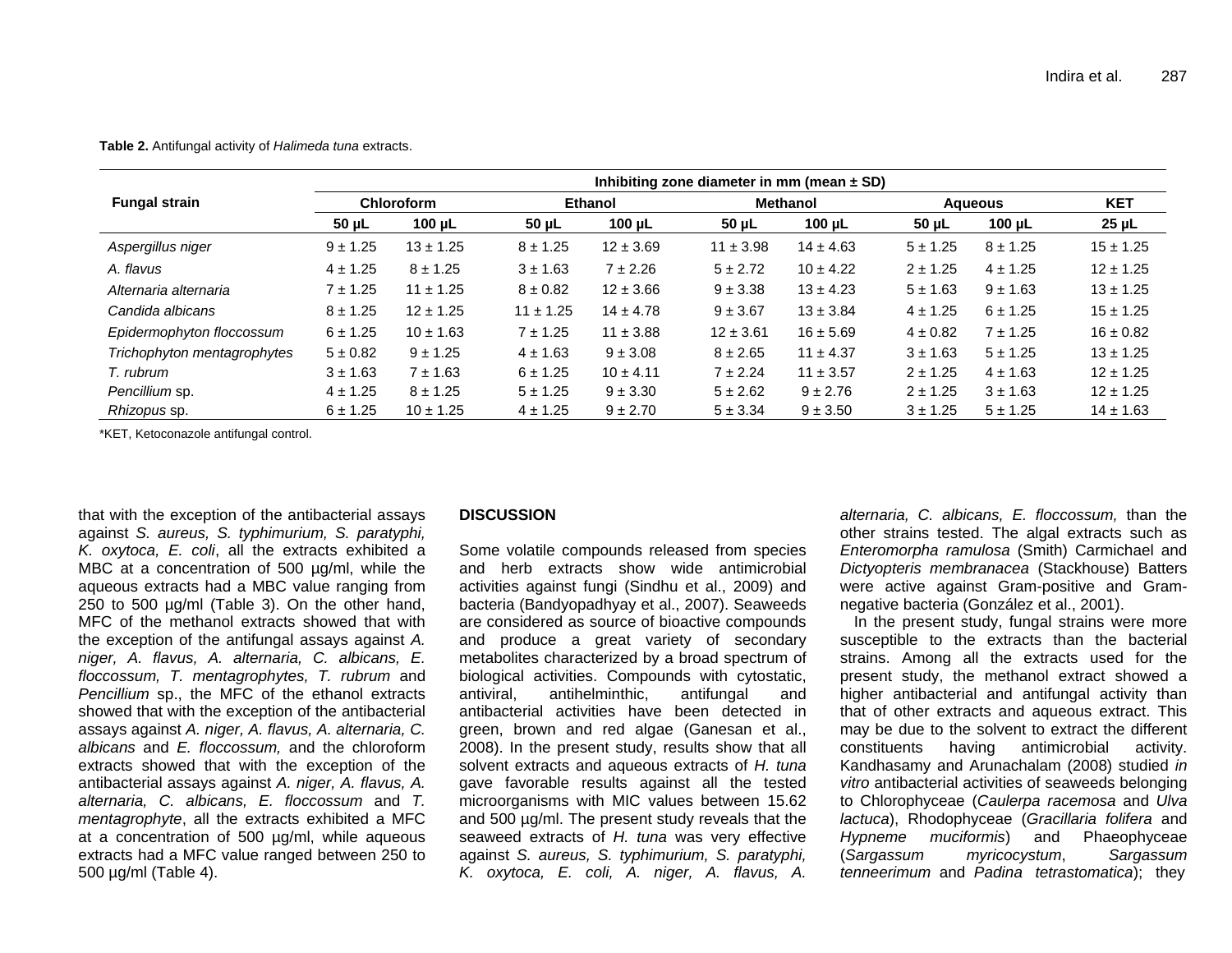**Table 2.** Antifungal activity of *Halimeda tuna* extracts.

| Fungal strain | Inhibiting zone diameter in mm (mean ± SD) | | | | | | | | |
|---|---|---|---|---|---|---|---|---|---|
| | Chloroform | | Ethanol | | Methanol | | Aqueous | | KET |
| | 50 µL | 100 µL | 50 µL | 100 µL | 50 µL | 100 µL | 50 µL | 100 µL | 25 µL |
| *Aspergillus niger* | 9 ± 1.25 | 13 ± 1.25 | 8 ± 1.25 | 12 ± 3.69 | 11 ± 3.98 | 14 ± 4.63 | 5 ± 1.25 | 8 ± 1.25 | 15 ± 1.25 |
| *A. flavus* | 4 ± 1.25 | 8 ± 1.25 | 3 ± 1.63 | 7 ± 2.26 | 5 ± 2.72 | 10 ± 4.22 | 2 ± 1.25 | 4 ± 1.25 | 12 ± 1.25 |
| *Alternaria alternaria* | 7 ± 1.25 | 11 ± 1.25 | 8 ± 0.82 | 12 ± 3.66 | 9 ± 3.38 | 13 ± 4.23 | 5 ± 1.63 | 9 ± 1.63 | 13 ± 1.25 |
| *Candida albicans* | 8 ± 1.25 | 12 ± 1.25 | 11 ± 1.25 | 14 ± 4.78 | 9 ± 3.67 | 13 ± 3.84 | 4 ± 1.25 | 6 ± 1.25 | 15 ± 1.25 |
| *Epidermophyton floccossum* | 6 ± 1.25 | 10 ± 1.63 | 7 ± 1.25 | 11 ± 3.88 | 12 ± 3.61 | 16 ± 5.69 | 4 ± 0.82 | 7 ± 1.25 | 16 ± 0.82 |
| *Trichophyton mentagrophytes* | 5 ± 0.82 | 9 ± 1.25 | 4 ± 1.63 | 9 ± 3.08 | 8 ± 2.65 | 11 ± 4.37 | 3 ± 1.63 | 5 ± 1.25 | 13 ± 1.25 |
| *T. rubrum* | 3 ± 1.63 | 7 ± 1.63 | 6 ± 1.25 | 10 ± 4.11 | 7 ± 2.24 | 11 ± 3.57 | 2 ± 1.25 | 4 ± 1.63 | 12 ± 1.25 |
| *Pencillium* sp. | 4 ± 1.25 | 8 ± 1.25 | 5 ± 1.25 | 9 ± 3.30 | 5 ± 2.62 | 9 ± 2.76 | 2 ± 1.25 | 3 ± 1.63 | 12 ± 1.25 |
| *Rhizopus* sp. | 6 ± 1.25 | 10 ± 1.25 | 4 ± 1.25 | 9 ± 2.70 | 5 ± 3.34 | 9 ± 3.50 | 3 ± 1.25 | 5 ± 1.25 | 14 ± 1.63 |

*KET, Ketoconazole antifungal control.

that with the exception of the antibacterial assays against *S. aureus, S. typhimurium, S. paratyphi, K. oxytoca, E. coli*, all the extracts exhibited a MBC at a concentration of 500 µg/ml, while the aqueous extracts had a MBC value ranging from 250 to 500 µg/ml (Table 3). On the other hand, MFC of the methanol extracts showed that with the exception of the antifungal assays against *A. niger, A. flavus, A. alternaria, C. albicans, E. floccossum, T. mentagrophytes, T. rubrum* and *Pencillium* sp., the MFC of the ethanol extracts showed that with the exception of the antibacterial assays against *A. niger, A. flavus, A. alternaria, C. albicans* and *E. floccossum,* and the chloroform extracts showed that with the exception of the antibacterial assays against *A. niger, A. flavus, A. alternaria, C. albicans, E. floccossum* and *T. mentagrophyte*, all the extracts exhibited a MFC at a concentration of 500 µg/ml, while aqueous extracts had a MFC value ranged between 250 to 500 µg/ml (Table 4).

## DISCUSSION

Some volatile compounds released from species and herb extracts show wide antimicrobial activities against fungi (Sindhu et al., 2009) and bacteria (Bandyopadhyay et al., 2007). Seaweeds are considered as source of bioactive compounds and produce a great variety of secondary metabolites characterized by a broad spectrum of biological activities. Compounds with cytostatic, antiviral, antihelminthic, antifungal and antibacterial activities have been detected in green, brown and red algae (Ganesan et al., 2008). In the present study, results show that all solvent extracts and aqueous extracts of *H. tuna* gave favorable results against all the tested microorganisms with MIC values between 15.62 and 500 µg/ml. The present study reveals that the seaweed extracts of *H. tuna* was very effective against *S. aureus, S. typhimurium, S. paratyphi, K. oxytoca, E. coli, A. niger, A. flavus, A. alternaria, C. albicans, E. floccossum,* than the other strains tested. The algal extracts such as *Enteromorpha ramulosa* (Smith) Carmichael and *Dictyopteris membranacea* (Stackhouse) Batters were active against Gram-positive and Gram-negative bacteria (González et al., 2001).

In the present study, fungal strains were more susceptible to the extracts than the bacterial strains. Among all the extracts used for the present study, the methanol extract showed a higher antibacterial and antifungal activity than that of other extracts and aqueous extract. This may be due to the solvent to extract the different constituents having antimicrobial activity. Kandhasamy and Arunachalam (2008) studied *in vitro* antibacterial activities of seaweeds belonging to Chlorophyceae (*Caulerpa racemosa* and *Ulva lactuca*), Rhodophyceae (*Gracillaria folifera* and *Hypneme muciformis*) and Phaeophyceae (*Sargassum myricocystum*, *Sargassum tenneerimum* and *Padina tetrastomatica*); they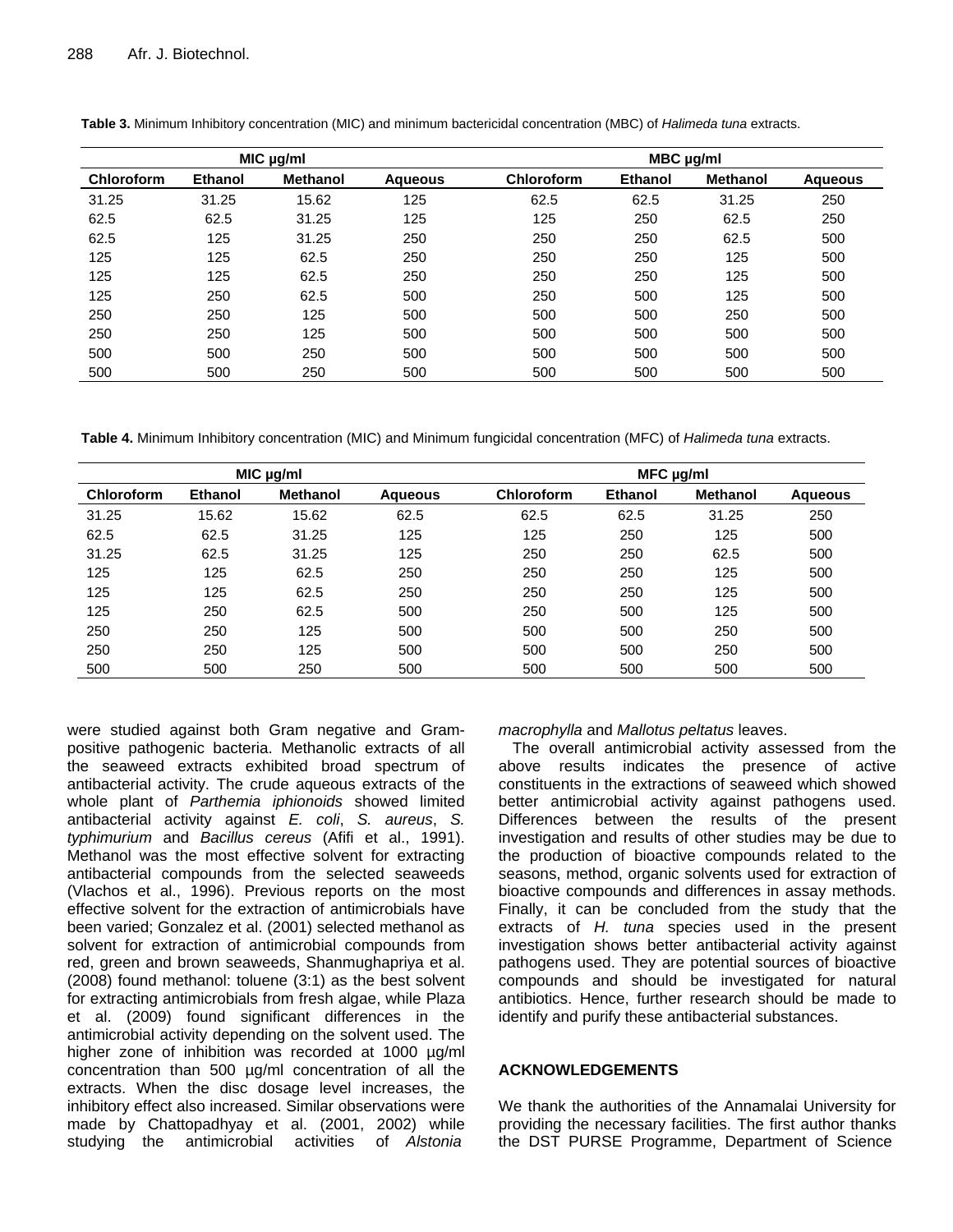**Table 3.** Minimum Inhibitory concentration (MIC) and minimum bactericidal concentration (MBC) of *Halimeda tuna* extracts.

| MIC µg/ml | | | | MBC µg/ml | | | |
|---|---|---|---|---|---|---|---|
| **Chloroform** | **Ethanol** | **Methanol** | **Aqueous** | **Chloroform** | **Ethanol** | **Methanol** | **Aqueous** |
| 31.25 | 31.25 | 15.62 | 125 | 62.5 | 62.5 | 31.25 | 250 |
| 62.5 | 62.5 | 31.25 | 125 | 125 | 250 | 62.5 | 250 |
| 62.5 | 125 | 31.25 | 250 | 250 | 250 | 62.5 | 500 |
| 125 | 125 | 62.5 | 250 | 250 | 250 | 125 | 500 |
| 125 | 125 | 62.5 | 250 | 250 | 250 | 125 | 500 |
| 125 | 250 | 62.5 | 500 | 250 | 500 | 125 | 500 |
| 250 | 250 | 125 | 500 | 500 | 500 | 250 | 500 |
| 250 | 250 | 125 | 500 | 500 | 500 | 500 | 500 |
| 500 | 500 | 250 | 500 | 500 | 500 | 500 | 500 |
| 500 | 500 | 250 | 500 | 500 | 500 | 500 | 500 |

**Table 4.** Minimum Inhibitory concentration (MIC) and Minimum fungicidal concentration (MFC) of *Halimeda tuna* extracts.

| MIC µg/ml | | | | MFC µg/ml | | | |
|---|---|---|---|---|---|---|---|
| **Chloroform** | **Ethanol** | **Methanol** | **Aqueous** | **Chloroform** | **Ethanol** | **Methanol** | **Aqueous** |
| 31.25 | 15.62 | 15.62 | 62.5 | 62.5 | 62.5 | 31.25 | 250 |
| 62.5 | 62.5 | 31.25 | 125 | 125 | 250 | 125 | 500 |
| 31.25 | 62.5 | 31.25 | 125 | 250 | 250 | 62.5 | 500 |
| 125 | 125 | 62.5 | 250 | 250 | 250 | 125 | 500 |
| 125 | 125 | 62.5 | 250 | 250 | 250 | 125 | 500 |
| 125 | 250 | 62.5 | 500 | 250 | 500 | 125 | 500 |
| 250 | 250 | 125 | 500 | 500 | 500 | 250 | 500 |
| 250 | 250 | 125 | 500 | 500 | 500 | 250 | 500 |
| 500 | 500 | 250 | 500 | 500 | 500 | 500 | 500 |

were studied against both Gram negative and Gram-positive pathogenic bacteria. Methanolic extracts of all the seaweed extracts exhibited broad spectrum of antibacterial activity. The crude aqueous extracts of the whole plant of *Parthemia iphionoids* showed limited antibacterial activity against *E. coli*, *S. aureus*, *S. typhimurium* and *Bacillus cereus* (Afifi et al., 1991). Methanol was the most effective solvent for extracting antibacterial compounds from the selected seaweeds (Vlachos et al., 1996). Previous reports on the most effective solvent for the extraction of antimicrobials have been varied; Gonzalez et al. (2001) selected methanol as solvent for extraction of antimicrobial compounds from red, green and brown seaweeds, Shanmughapriya et al. (2008) found methanol: toluene (3:1) as the best solvent for extracting antimicrobials from fresh algae, while Plaza et al. (2009) found significant differences in the antimicrobial activity depending on the solvent used. The higher zone of inhibition was recorded at 1000 µg/ml concentration than 500 µg/ml concentration of all the extracts. When the disc dosage level increases, the inhibitory effect also increased. Similar observations were made by Chattopadhyay et al. (2001, 2002) while studying the antimicrobial activities of *Alstonia macrophylla* and *Mallotus peltatus* leaves.

The overall antimicrobial activity assessed from the above results indicates the presence of active constituents in the extractions of seaweed which showed better antimicrobial activity against pathogens used. Differences between the results of the present investigation and results of other studies may be due to the production of bioactive compounds related to the seasons, method, organic solvents used for extraction of bioactive compounds and differences in assay methods. Finally, it can be concluded from the study that the extracts of *H. tuna* species used in the present investigation shows better antibacterial activity against pathogens used. They are potential sources of bioactive compounds and should be investigated for natural antibiotics. Hence, further research should be made to identify and purify these antibacterial substances.

## ACKNOWLEDGEMENTS

We thank the authorities of the Annamalai University for providing the necessary facilities. The first author thanks the DST PURSE Programme, Department of Science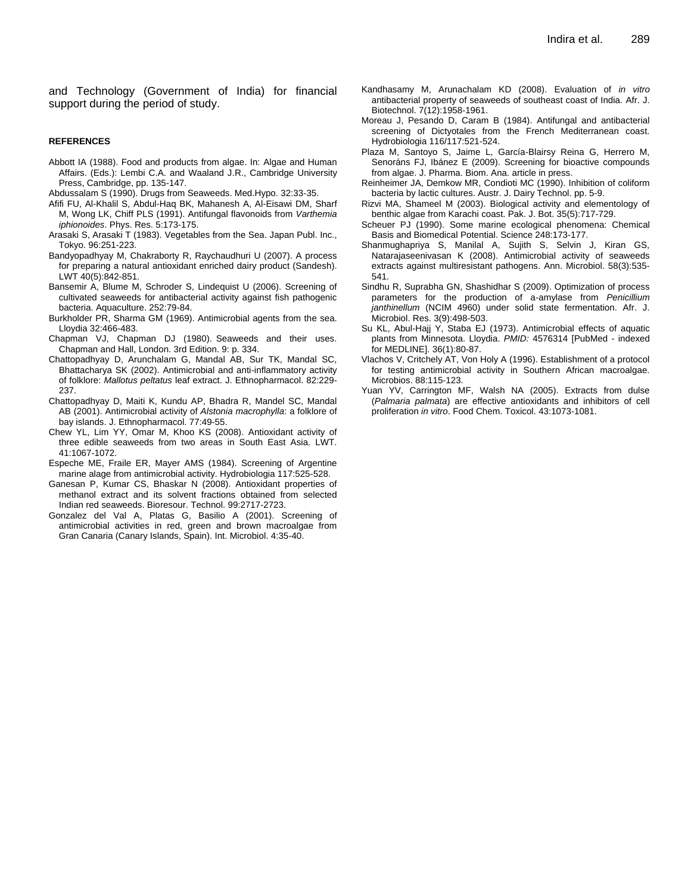and Technology (Government of India) for financial support during the period of study.

**REFERENCES**

Abbott IA (1988). Food and products from algae. In: Algae and Human Affairs. (Eds.): Lembi C.A. and Waaland J.R., Cambridge University Press, Cambridge, pp. 135-147.

Abdussalam S (1990). Drugs from Seaweeds. Med.Hypo. 32:33-35.

Afifi FU, Al-Khalil S, Abdul-Haq BK, Mahanesh A, Al-Eisawi DM, Sharf M, Wong LK, Chiff PLS (1991). Antifungal flavonoids from *Varthemia iphionoides*. Phys. Res. 5:173-175.

Arasaki S, Arasaki T (1983). Vegetables from the Sea. Japan Publ. Inc., Tokyo. 96:251-223.

Bandyopadhyay M, Chakraborty R, Raychaudhuri U (2007). A process for preparing a natural antioxidant enriched dairy product (Sandesh). LWT 40(5):842-851.

Bansemir A, Blume M, Schroder S, Lindequist U (2006). Screening of cultivated seaweeds for antibacterial activity against fish pathogenic bacteria. Aquaculture. 252:79-84.

Burkholder PR, Sharma GM (1969). Antimicrobial agents from the sea. Lloydia 32:466-483.

Chapman VJ, Chapman DJ (1980). Seaweeds and their uses. Chapman and Hall, London. 3rd Edition. 9: p. 334.

Chattopadhyay D, Arunchalam G, Mandal AB, Sur TK, Mandal SC, Bhattacharya SK (2002). Antimicrobial and anti-inflammatory activity of folklore: *Mallotus peltatus* leaf extract. J. Ethnopharmacol. 82:229-237.

Chattopadhyay D, Maiti K, Kundu AP, Bhadra R, Mandel SC, Mandal AB (2001). Antimicrobial activity of *Alstonia macrophylla*: a folklore of bay islands. J. Ethnopharmacol. 77:49-55.

Chew YL, Lim YY, Omar M, Khoo KS (2008). Antioxidant activity of three edible seaweeds from two areas in South East Asia. LWT. 41:1067-1072.

Espeche ME, Fraile ER, Mayer AMS (1984). Screening of Argentine marine alage from antimicrobial activity. Hydrobiologia 117:525-528.

Ganesan P, Kumar CS, Bhaskar N (2008). Antioxidant properties of methanol extract and its solvent fractions obtained from selected Indian red seaweeds. Bioresour. Technol. 99:2717-2723.

Gonzalez del Val A, Platas G, Basilio A (2001). Screening of antimicrobial activities in red, green and brown macroalgae from Gran Canaria (Canary Islands, Spain). Int. Microbiol. 4:35-40.

Kandhasamy M, Arunachalam KD (2008). Evaluation of *in vitro* antibacterial property of seaweeds of southeast coast of India. Afr. J. Biotechnol. 7(12):1958-1961.

Moreau J, Pesando D, Caram B (1984). Antifungal and antibacterial screening of Dictyotales from the French Mediterranean coast. Hydrobiologia 116/117:521-524.

Plaza M, Santoyo S, Jaime L, García-Blairsy Reina G, Herrero M, Senoráns FJ, Ibánez E (2009). Screening for bioactive compounds from algae. J. Pharma. Biom. Ana. article in press.

Reinheimer JA, Demkow MR, Condioti MC (1990). Inhibition of coliform bacteria by lactic cultures. Austr. J. Dairy Technol. pp. 5-9.

Rizvi MA, Shameel M (2003). Biological activity and elementology of benthic algae from Karachi coast. Pak. J. Bot. 35(5):717-729.

Scheuer PJ (1990). Some marine ecological phenomena: Chemical Basis and Biomedical Potential. Science 248:173-177.

Shanmughapriya S, Manilal A, Sujith S, Selvin J, Kiran GS, Natarajaseenivasan K (2008). Antimicrobial activity of seaweeds extracts against multiresistant pathogens. Ann. Microbiol. 58(3):535-541.

Sindhu R, Suprabha GN, Shashidhar S (2009). Optimization of process parameters for the production of a-amylase from *Penicillium janthinellum* (NCIM 4960) under solid state fermentation. Afr. J. Microbiol. Res. 3(9):498-503.

Su KL, Abul-Hajj Y, Staba EJ (1973). Antimicrobial effects of aquatic plants from Minnesota. Lloydia. *PMID:* 4576314 [PubMed - indexed for MEDLINE]. 36(1):80-87.

Vlachos V, Critchely AT, Von Holy A (1996). Establishment of a protocol for testing antimicrobial activity in Southern African macroalgae. Microbios. 88:115-123.

Yuan YV, Carrington MF, Walsh NA (2005). Extracts from dulse (*Palmaria palmata*) are effective antioxidants and inhibitors of cell proliferation *in vitro*. Food Chem. Toxicol. 43:1073-1081.